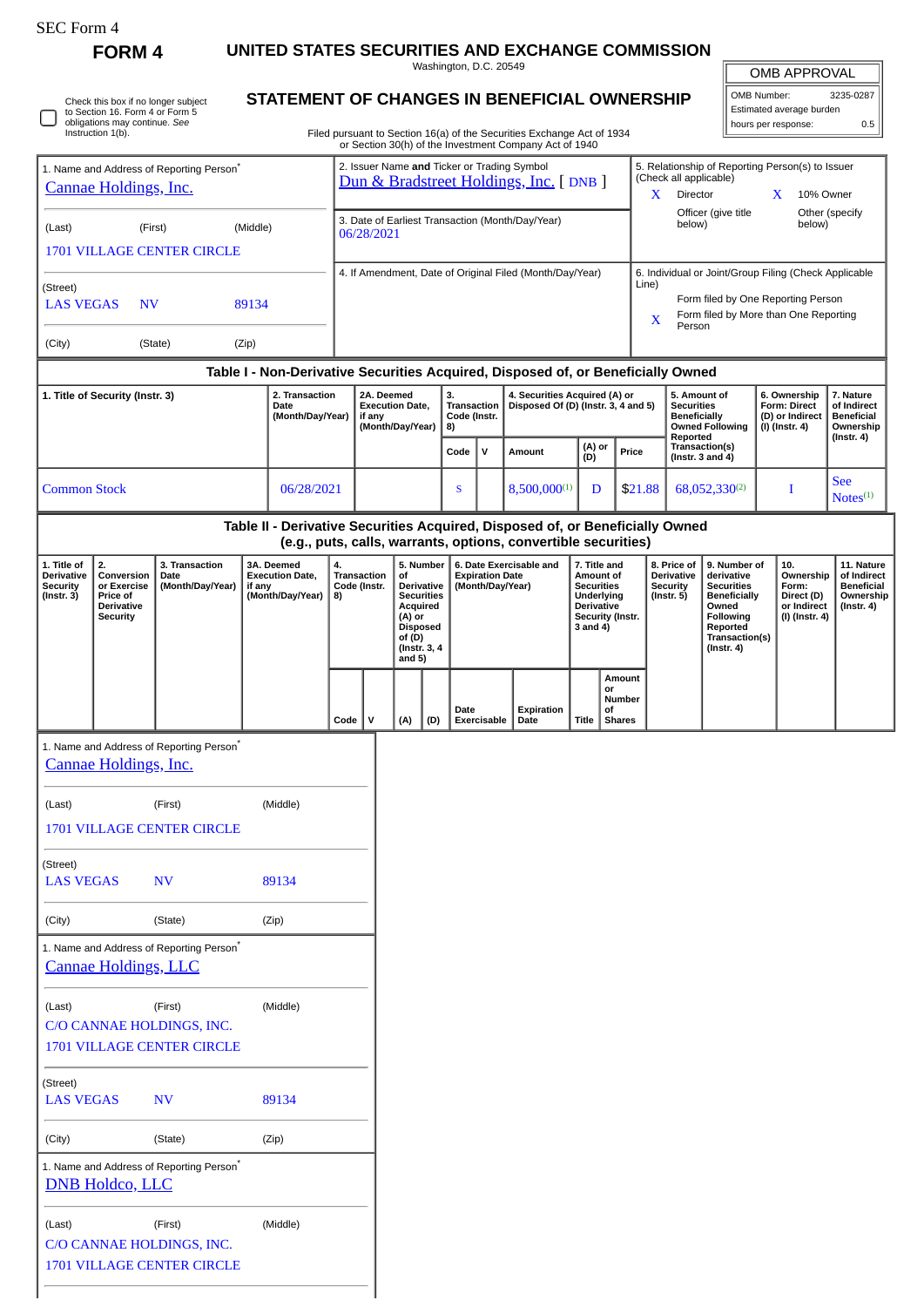SEC Form 4

# FORM 4

## UNITED STATES SECURITIES AND EXCHANGE COMMISSION

Washington, D.C. 20549

## STATEMENT OF CHANGES IN BENEFICIAL OWNERSHIP

Filed pursuant to Section 16(a) of the Securities Exchange Act of 1934 or Section 30(h) of the Investment Company Act of 1940

| OMB APPROVAL | |
|---|---|
| OMB Number: | 3235-0287 |
| Estimated average burden | |
| hours per response: | 0.5 |

☐ Check this box if no longer subject to Section 16. Form 4 or Form 5 obligations may continue. *See* Instruction 1(b).

1. Name and Address of Reporting Person*
Cannae Holdings, Inc.

(Last) (First) (Middle)
1701 VILLAGE CENTER CIRCLE

(Street)
LAS VEGAS NV 89134

(City) (State) (Zip)

2. Issuer Name **and** Ticker or Trading Symbol
Dun & Bradstreet Holdings, Inc. [ DNB ]

3. Date of Earliest Transaction (Month/Day/Year)
06/28/2021

4. If Amendment, Date of Original Filed (Month/Day/Year)

5. Relationship of Reporting Person(s) to Issuer (Check all applicable)
X Director
X 10% Owner
Officer (give title below)
Other (specify below)

6. Individual or Joint/Group Filing (Check Applicable Line)
Form filed by One Reporting Person
X Form filed by More than One Reporting Person

### Table I - Non-Derivative Securities Acquired, Disposed of, or Beneficially Owned

| 1. Title of Security (Instr. 3) | 2. Transaction Date (Month/Day/Year) | 2A. Deemed Execution Date, if any (Month/Day/Year) | 3. Transaction Code (Instr. 8) | | 4. Securities Acquired (A) or Disposed Of (D) (Instr. 3, 4 and 5) | | | 5. Amount of Securities Beneficially Owned Following Reported Transaction(s) (Instr. 3 and 4) | 6. Ownership Form: Direct (D) or Indirect (I) (Instr. 4) | 7. Nature of Indirect Beneficial Ownership (Instr. 4) |
|---|---|---|---|---|---|---|---|---|---|---|
| | | | Code | V | Amount | (A) or (D) | Price | | | |
| Common Stock | 06/28/2021 | | S | | 8,500,000[1] | D | $21.88 | 68,052,330[2] | I | See Notes[1] |

### Table II - Derivative Securities Acquired, Disposed of, or Beneficially Owned (e.g., puts, calls, warrants, options, convertible securities)

| 1. Title of Derivative Security (Instr. 3) | 2. Conversion or Exercise Price of Derivative Security | 3. Transaction Date (Month/Day/Year) | 3A. Deemed Execution Date, if any (Month/Day/Year) | 4. Transaction Code (Instr. 8) | | 5. Number of Derivative Securities Acquired (A) or Disposed of (D) (Instr. 3, 4 and 5) | | 6. Date Exercisable and Expiration Date (Month/Day/Year) | | 7. Title and Amount of Securities Underlying Derivative Security (Instr. 3 and 4) | | 8. Price of Derivative Security (Instr. 5) | 9. Number of derivative Securities Beneficially Owned Following Reported Transaction(s) (Instr. 4) | 10. Ownership Form: Direct (D) or Indirect (I) (Instr. 4) | 11. Nature of Indirect Beneficial Ownership (Instr. 4) |
|---|---|---|---|---|---|---|---|---|---|---|---|---|---|---|---|
| | | | | Code | V | (A) | (D) | Date Exercisable | Expiration Date | Title | Amount or Number of Shares | | | | |

1. Name and Address of Reporting Person*
Cannae Holdings, Inc.

(Last) (First) (Middle)
1701 VILLAGE CENTER CIRCLE

(Street)
LAS VEGAS NV 89134

(City) (State) (Zip)

1. Name and Address of Reporting Person*
Cannae Holdings, LLC

(Last) (First) (Middle)
C/O CANNAE HOLDINGS, INC.
1701 VILLAGE CENTER CIRCLE

(Street)
LAS VEGAS NV 89134

(City) (State) (Zip)

1. Name and Address of Reporting Person*
DNB Holdco, LLC

(Last) (First) (Middle)
C/O CANNAE HOLDINGS, INC.
1701 VILLAGE CENTER CIRCLE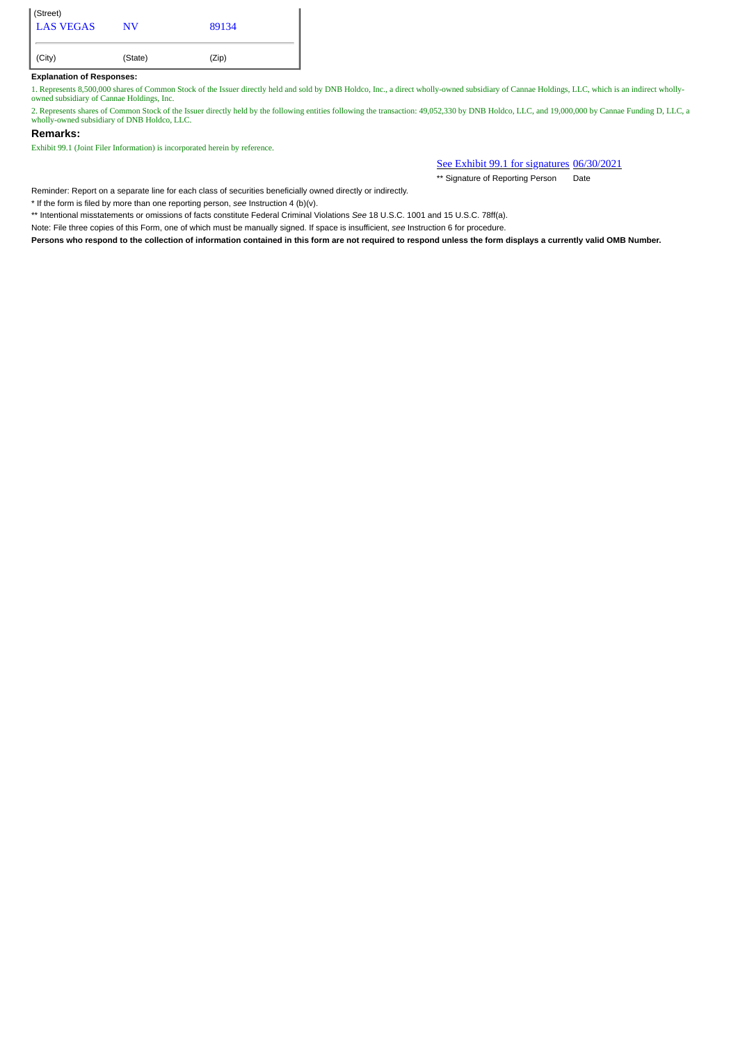| (Street) | | |
|---|---|---|
| LAS VEGAS | NV | 89134 |
| (City) | (State) | (Zip) |

**Explanation of Responses:**

1. Represents 8,500,000 shares of Common Stock of the Issuer directly held and sold by DNB Holdco, Inc., a direct wholly-owned subsidiary of Cannae Holdings, LLC, which is an indirect wholly-owned subsidiary of Cannae Holdings, Inc.

2. Represents shares of Common Stock of the Issuer directly held by the following entities following the transaction: 49,052,330 by DNB Holdco, LLC, and 19,000,000 by Cannae Funding D, LLC, a wholly-owned subsidiary of DNB Holdco, LLC.

## Remarks:

Exhibit 99.1 (Joint Filer Information) is incorporated herein by reference.

| See Exhibit 99.1 for signatures | 06/30/2021 |
|---|---|
| ** Signature of Reporting Person | Date |

Reminder: Report on a separate line for each class of securities beneficially owned directly or indirectly.

* If the form is filed by more than one reporting person, *see* Instruction 4 (b)(v).

** Intentional misstatements or omissions of facts constitute Federal Criminal Violations *See* 18 U.S.C. 1001 and 15 U.S.C. 78ff(a).

Note: File three copies of this Form, one of which must be manually signed. If space is insufficient, *see* Instruction 6 for procedure.

**Persons who respond to the collection of information contained in this form are not required to respond unless the form displays a currently valid OMB Number.**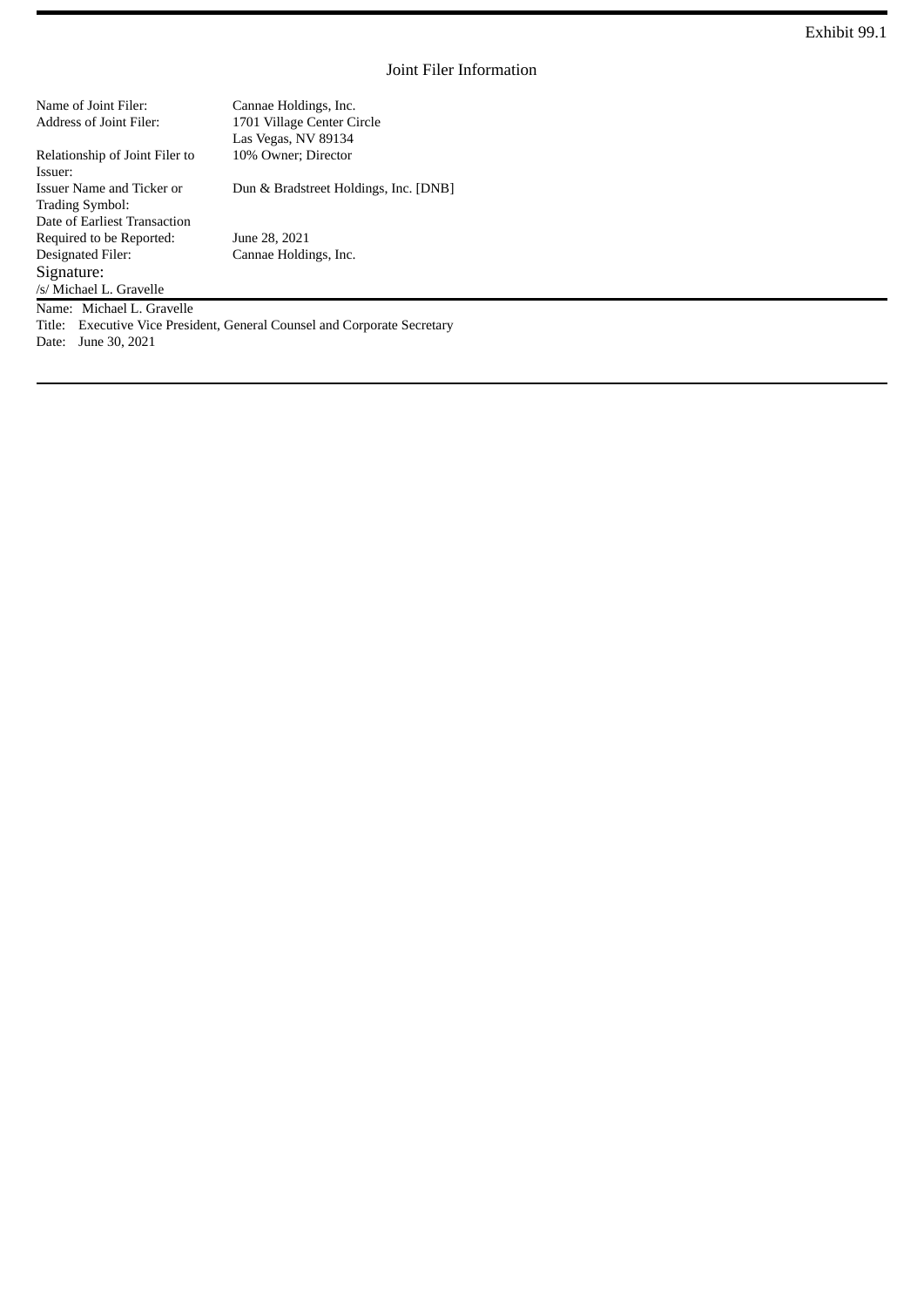Exhibit 99.1

Joint Filer Information

| | |
|---|---|
| Name of Joint Filer: | Cannae Holdings, Inc. |
| Address of Joint Filer: | 1701 Village Center Circle<br>Las Vegas, NV 89134 |
| Relationship of Joint Filer to Issuer: | 10% Owner; Director |
| Issuer Name and Ticker or Trading Symbol: | Dun & Bradstreet Holdings, Inc. [DNB] |
| Date of Earliest Transaction Required to be Reported: | June 28, 2021 |
| Designated Filer: | Cannae Holdings, Inc. |

Signature:

/s/ Michael L. Gravelle

Name: Michael L. Gravelle

Title: Executive Vice President, General Counsel and Corporate Secretary

Date: June 30, 2021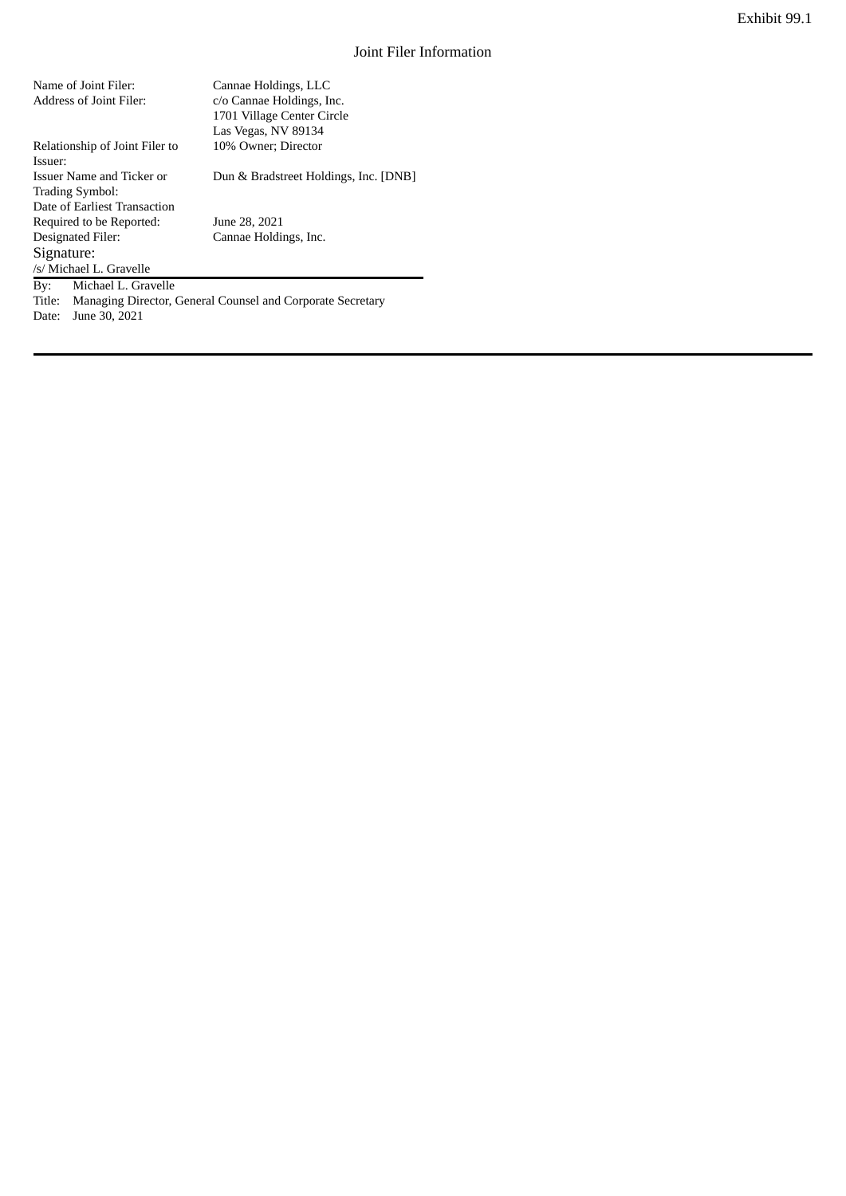Exhibit 99.1

Joint Filer Information

| | |
|---|---|
| Name of Joint Filer: | Cannae Holdings, LLC |
| Address of Joint Filer: | c/o Cannae Holdings, Inc.<br>1701 Village Center Circle<br>Las Vegas, NV 89134 |
| Relationship of Joint Filer to Issuer: | 10% Owner; Director |
| Issuer Name and Ticker or Trading Symbol: | Dun & Bradstreet Holdings, Inc. [DNB] |
| Date of Earliest Transaction Required to be Reported: | June 28, 2021 |
| Designated Filer: | Cannae Holdings, Inc. |

Signature:

/s/ Michael L. Gravelle

By: Michael L. Gravelle

Title: Managing Director, General Counsel and Corporate Secretary

Date: June 30, 2021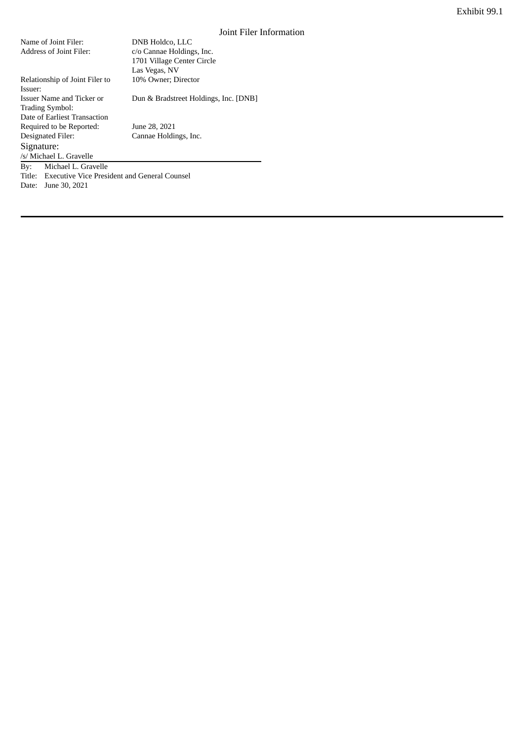Exhibit 99.1

Joint Filer Information

| | |
|---|---|
| Name of Joint Filer: | DNB Holdco, LLC |
| Address of Joint Filer: | c/o Cannae Holdings, Inc.<br>1701 Village Center Circle<br>Las Vegas, NV |
| Relationship of Joint Filer to Issuer: | 10% Owner; Director |
| Issuer Name and Ticker or Trading Symbol: | Dun & Bradstreet Holdings, Inc. [DNB] |
| Date of Earliest Transaction Required to be Reported: | June 28, 2021 |
| Designated Filer: | Cannae Holdings, Inc. |

Signature:

/s/ Michael L. Gravelle

By: Michael L. Gravelle

Title: Executive Vice President and General Counsel

Date: June 30, 2021